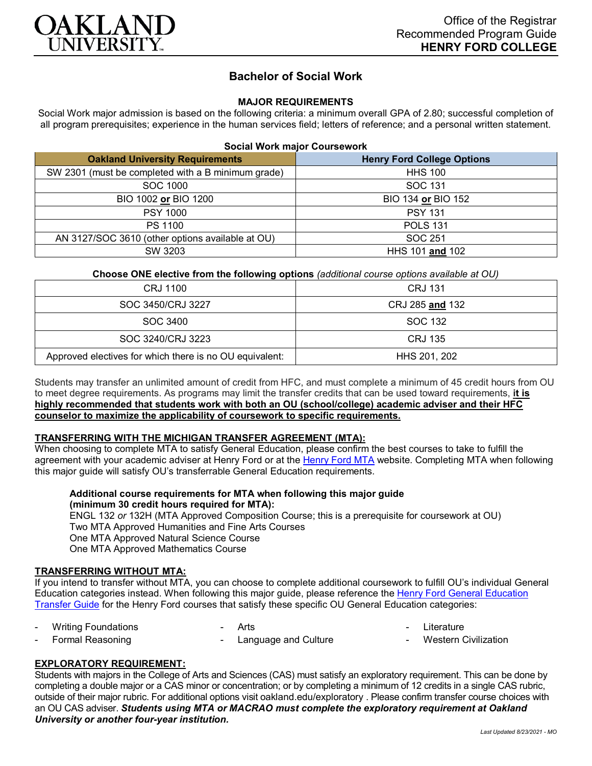Office of the Registrar
Recommended Program Guide
**HENRY FORD COLLEGE**

# Bachelor of Social Work

## MAJOR REQUIREMENTS

Social Work major admission is based on the following criteria: a minimum overall GPA of 2.80; successful completion of all program prerequisites; experience in the human services field; letters of reference; and a personal written statement.

**Social Work major Coursework**

| Oakland University Requirements | Henry Ford College Options |
|---|---|
| SW 2301 (must be completed with a B minimum grade) | HHS 100 |
| SOC 1000 | SOC 131 |
| BIO 1002 **or** BIO 1200 | BIO 134 **or** BIO 152 |
| PSY 1000 | PSY 131 |
| PS 1100 | POLS 131 |
| AN 3127/SOC 3610 (other options available at OU) | SOC 251 |
| SW 3203 | HHS 101 **and** 102 |

**Choose ONE elective from the following options** *(additional course options available at OU)*

| | |
|---|---|
| CRJ 1100 | CRJ 131 |
| SOC 3450/CRJ 3227 | CRJ 285 **and** 132 |
| SOC 3400 | SOC 132 |
| SOC 3240/CRJ 3223 | CRJ 135 |
| Approved electives for which there is no OU equivalent: | HHS 201, 202 |

Students may transfer an unlimited amount of credit from HFC, and must complete a minimum of 45 credit hours from OU to meet degree requirements. As programs may limit the transfer credits that can be used toward requirements, **it is highly recommended that students work with both an OU (school/college) academic adviser and their HFC counselor to maximize the applicability of coursework to specific requirements.**

### TRANSFERRING WITH THE MICHIGAN TRANSFER AGREEMENT (MTA):

When choosing to complete MTA to satisfy General Education, please confirm the best courses to take to fulfill the agreement with your academic adviser at Henry Ford or at the Henry Ford MTA website. Completing MTA when following this major guide will satisfy OU's transferrable General Education requirements.

**Additional course requirements for MTA when following this major guide (minimum 30 credit hours required for MTA):**
ENGL 132 *or* 132H (MTA Approved Composition Course; this is a prerequisite for coursework at OU)
Two MTA Approved Humanities and Fine Arts Courses
One MTA Approved Natural Science Course
One MTA Approved Mathematics Course

### TRANSFERRING WITHOUT MTA:

If you intend to transfer without MTA, you can choose to complete additional coursework to fulfill OU's individual General Education categories instead. When following this major guide, please reference the Henry Ford General Education Transfer Guide for the Henry Ford courses that satisfy these specific OU General Education categories:

- Writing Foundations
- Formal Reasoning
- Arts
- Language and Culture
- Literature
- Western Civilization

### EXPLORATORY REQUIREMENT:

Students with majors in the College of Arts and Sciences (CAS) must satisfy an exploratory requirement. This can be done by completing a double major or a CAS minor or concentration; or by completing a minimum of 12 credits in a single CAS rubric, outside of their major rubric. For additional options visit oakland.edu/exploratory . Please confirm transfer course choices with an OU CAS adviser. ***Students using MTA or MACRAO must complete the exploratory requirement at Oakland University or another four-year institution.***

*Last Updated 8/23/2021 - MO*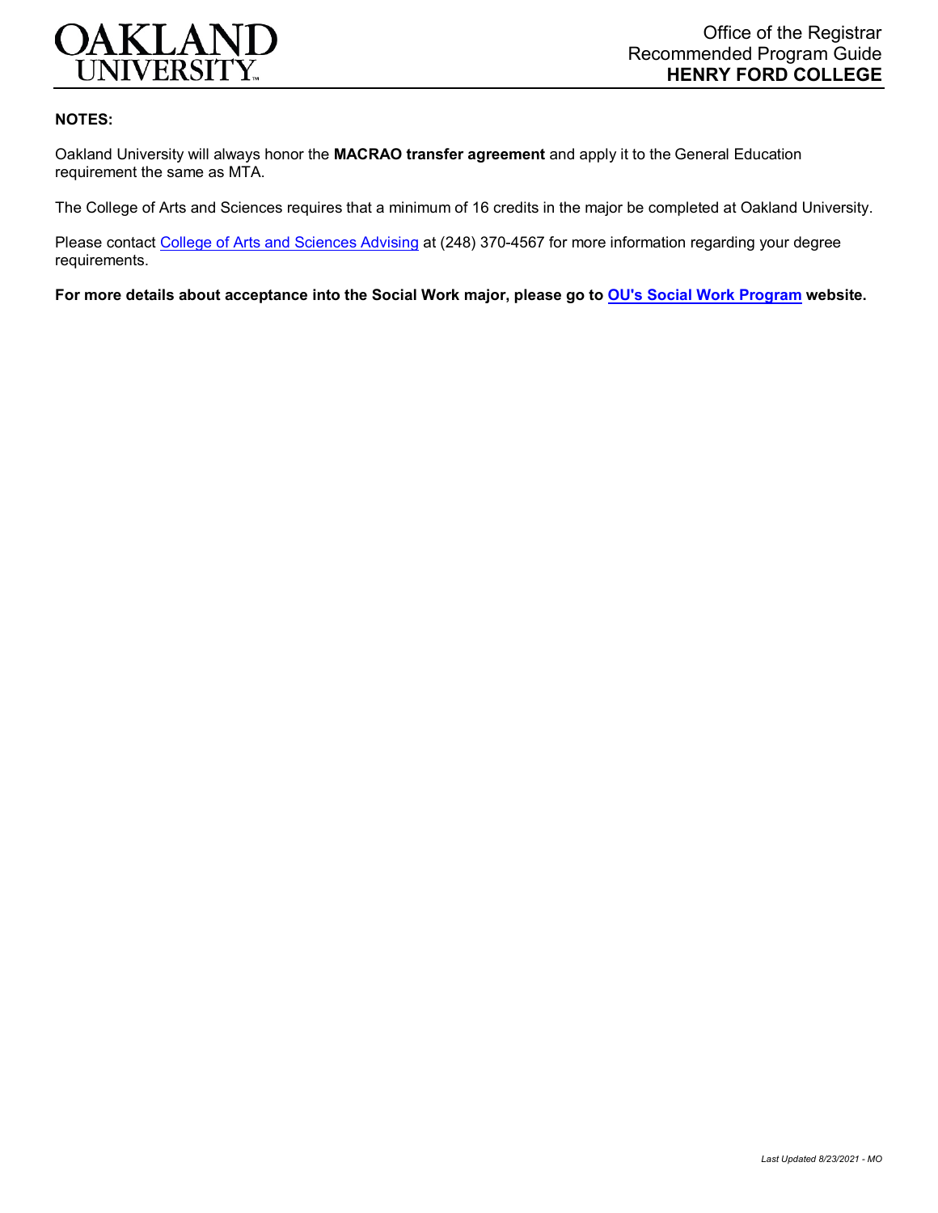**NOTES:**

Oakland University will always honor the **MACRAO transfer agreement** and apply it to the General Education requirement the same as MTA.

The College of Arts and Sciences requires that a minimum of 16 credits in the major be completed at Oakland University.

Please contact College of Arts and Sciences Advising at (248) 370-4567 for more information regarding your degree requirements.

**For more details about acceptance into the Social Work major, please go to OU's Social Work Program website.**

*Last Updated 8/23/2021 - MO*